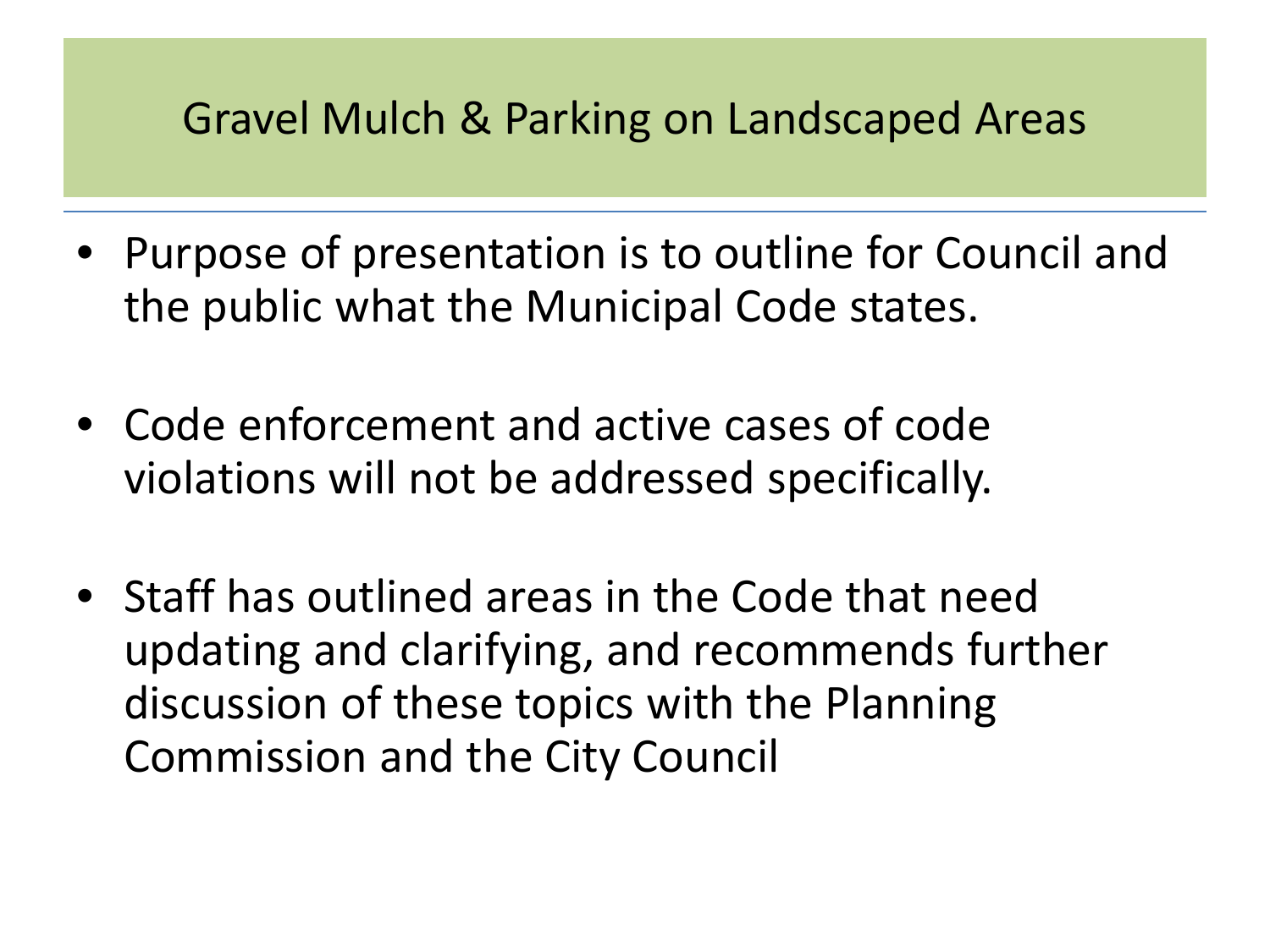# Gravel Mulch & Parking on Landscaped Areas

- Purpose of presentation is to outline for Council and the public what the Municipal Code states.

- Code enforcement and active cases of code violations will not be addressed specifically.

- Staff has outlined areas in the Code that need updating and clarifying, and recommends further discussion of these topics with the Planning Commission and the City Council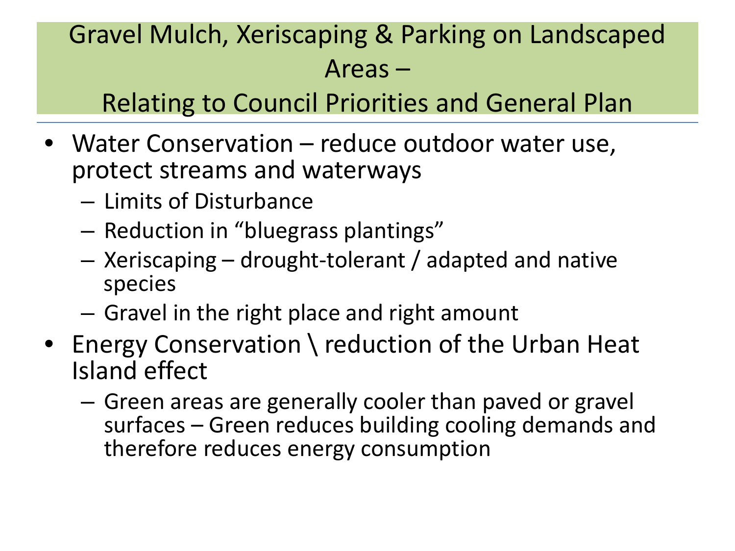# Gravel Mulch, Xeriscaping & Parking on Landscaped Areas – Relating to Council Priorities and General Plan

- Water Conservation – reduce outdoor water use, protect streams and waterways
  - Limits of Disturbance
  - Reduction in "bluegrass plantings"
  - Xeriscaping – drought-tolerant / adapted and native species
  - Gravel in the right place and right amount
- Energy Conservation \ reduction of the Urban Heat Island effect
  - Green areas are generally cooler than paved or gravel surfaces – Green reduces building cooling demands and therefore reduces energy consumption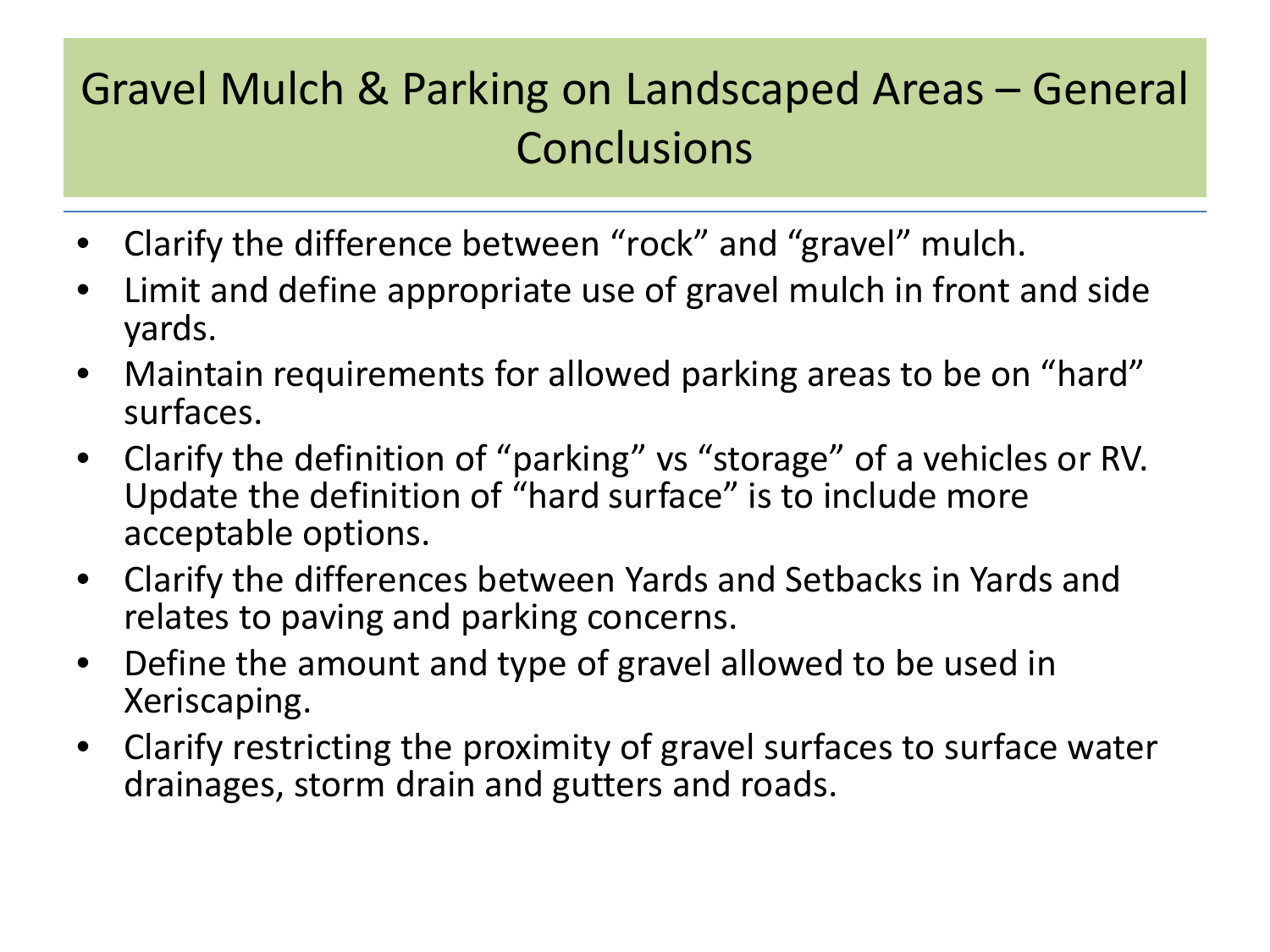# Gravel Mulch & Parking on Landscaped Areas – General Conclusions

- Clarify the difference between "rock" and "gravel" mulch.
- Limit and define appropriate use of gravel mulch in front and side yards.
- Maintain requirements for allowed parking areas to be on "hard" surfaces.
- Clarify the definition of "parking" vs "storage" of a vehicles or RV. Update the definition of "hard surface" is to include more acceptable options.
- Clarify the differences between Yards and Setbacks in Yards and relates to paving and parking concerns.
- Define the amount and type of gravel allowed to be used in Xeriscaping.
- Clarify restricting the proximity of gravel surfaces to surface water drainages, storm drain and gutters and roads.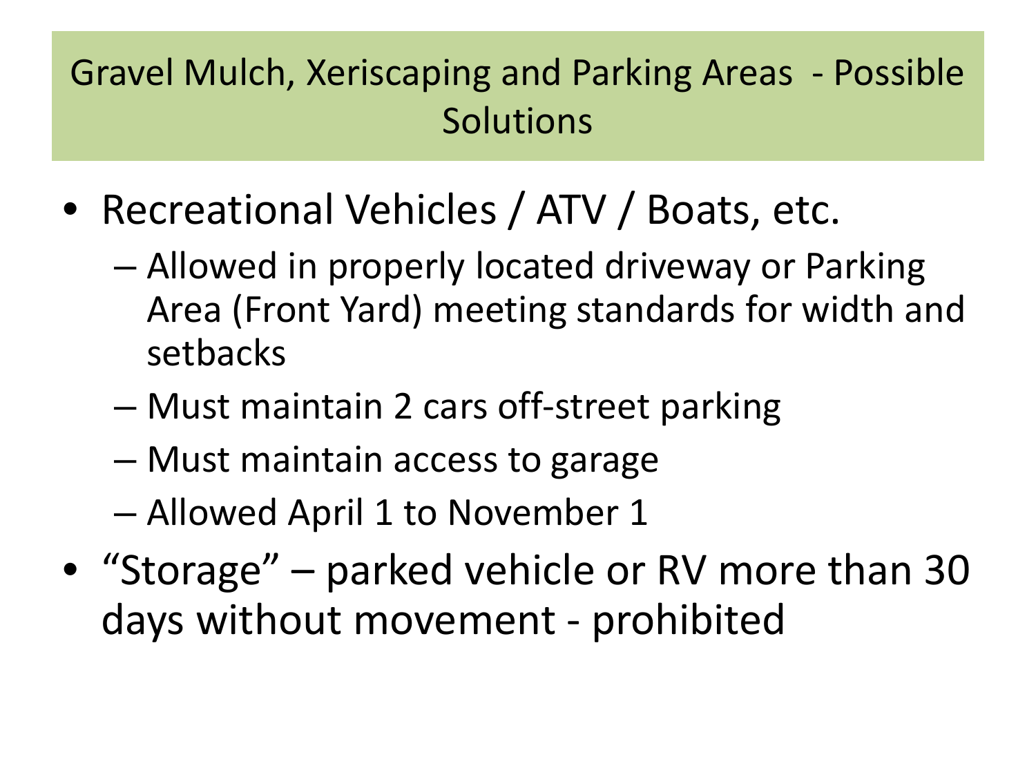# Gravel Mulch, Xeriscaping and Parking Areas - Possible Solutions

- Recreational Vehicles / ATV / Boats, etc.
  - Allowed in properly located driveway or Parking Area (Front Yard) meeting standards for width and setbacks
  - Must maintain 2 cars off-street parking
  - Must maintain access to garage
  - Allowed April 1 to November 1
- "Storage" – parked vehicle or RV more than 30 days without movement - prohibited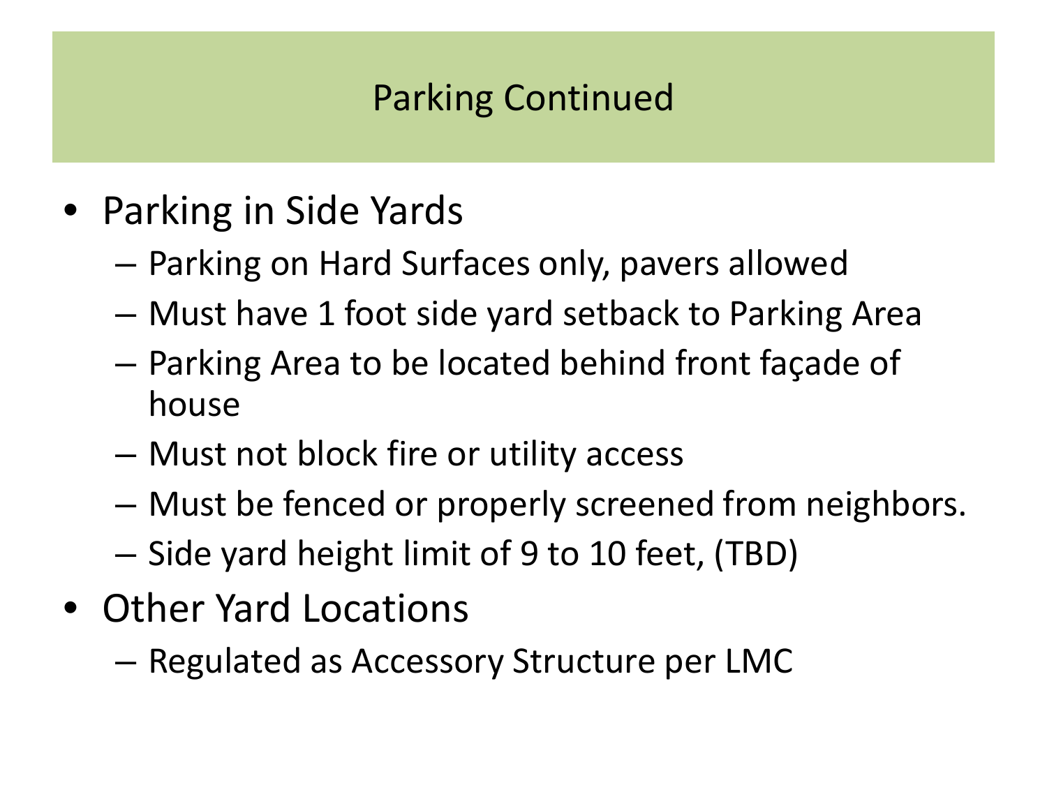# Parking Continued

- Parking in Side Yards
  - Parking on Hard Surfaces only, pavers allowed
  - Must have 1 foot side yard setback to Parking Area
  - Parking Area to be located behind front façade of house
  - Must not block fire or utility access
  - Must be fenced or properly screened from neighbors.
  - Side yard height limit of 9 to 10 feet, (TBD)
- Other Yard Locations
  - Regulated as Accessory Structure per LMC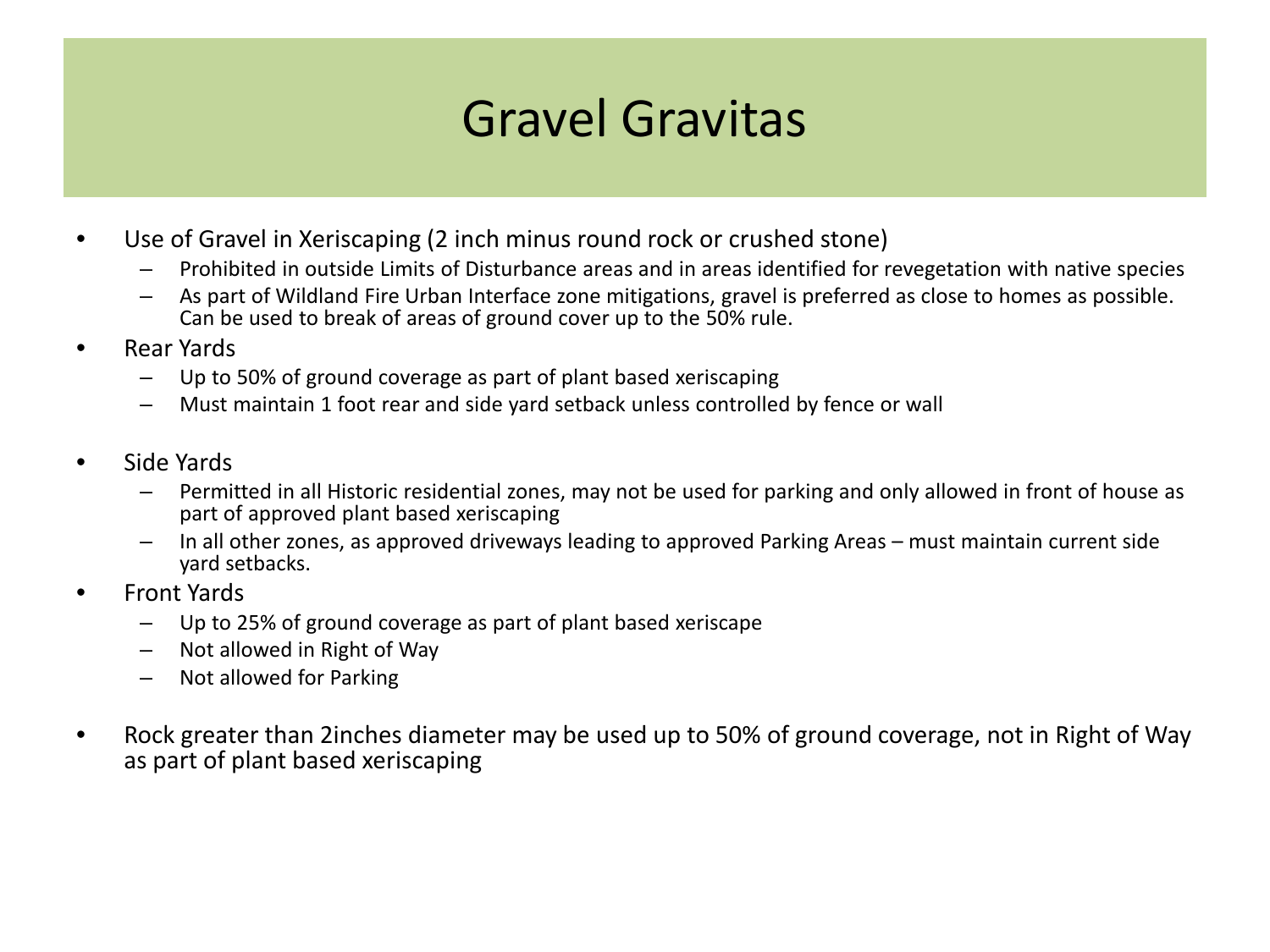# Gravel Gravitas

- Use of Gravel in Xeriscaping (2 inch minus round rock or crushed stone)
  - Prohibited in outside Limits of Disturbance areas and in areas identified for revegetation with native species
  - As part of Wildland Fire Urban Interface zone mitigations, gravel is preferred as close to homes as possible. Can be used to break of areas of ground cover up to the 50% rule.
- Rear Yards
  - Up to 50% of ground coverage as part of plant based xeriscaping
  - Must maintain 1 foot rear and side yard setback unless controlled by fence or wall
- Side Yards
  - Permitted in all Historic residential zones, may not be used for parking and only allowed in front of house as part of approved plant based xeriscaping
  - In all other zones, as approved driveways leading to approved Parking Areas – must maintain current side yard setbacks.
- Front Yards
  - Up to 25% of ground coverage as part of plant based xeriscape
  - Not allowed in Right of Way
  - Not allowed for Parking
- Rock greater than 2inches diameter may be used up to 50% of ground coverage, not in Right of Way as part of plant based xeriscaping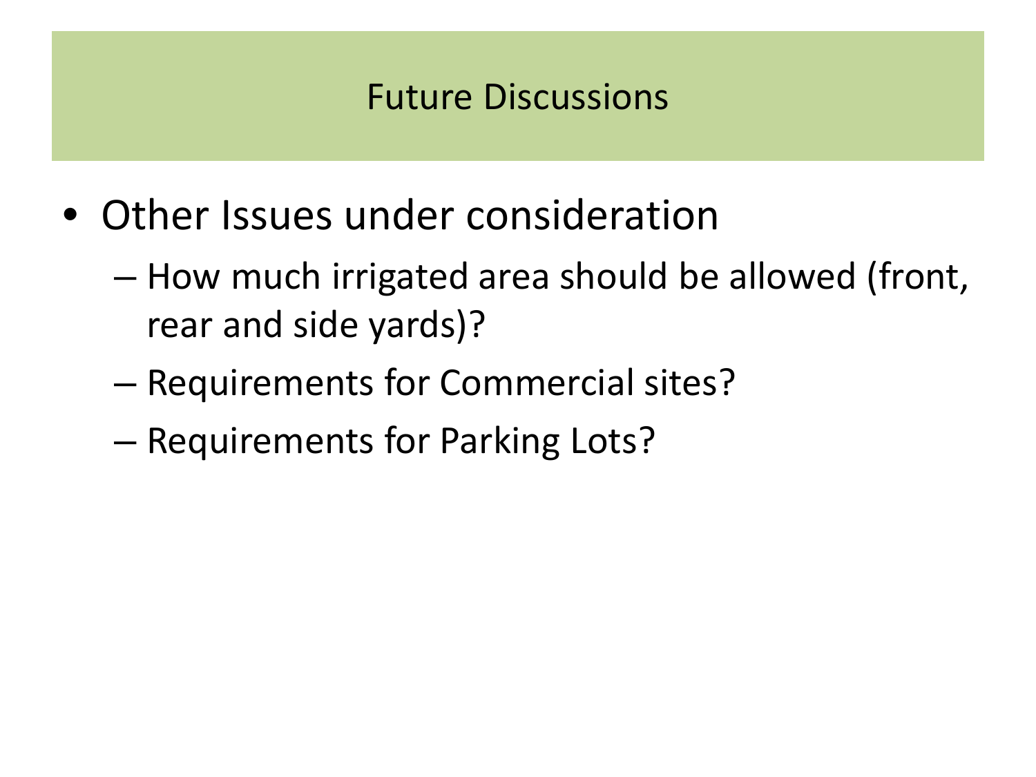# Future Discussions

- Other Issues under consideration
  - How much irrigated area should be allowed (front, rear and side yards)?
  - Requirements for Commercial sites?
  - Requirements for Parking Lots?